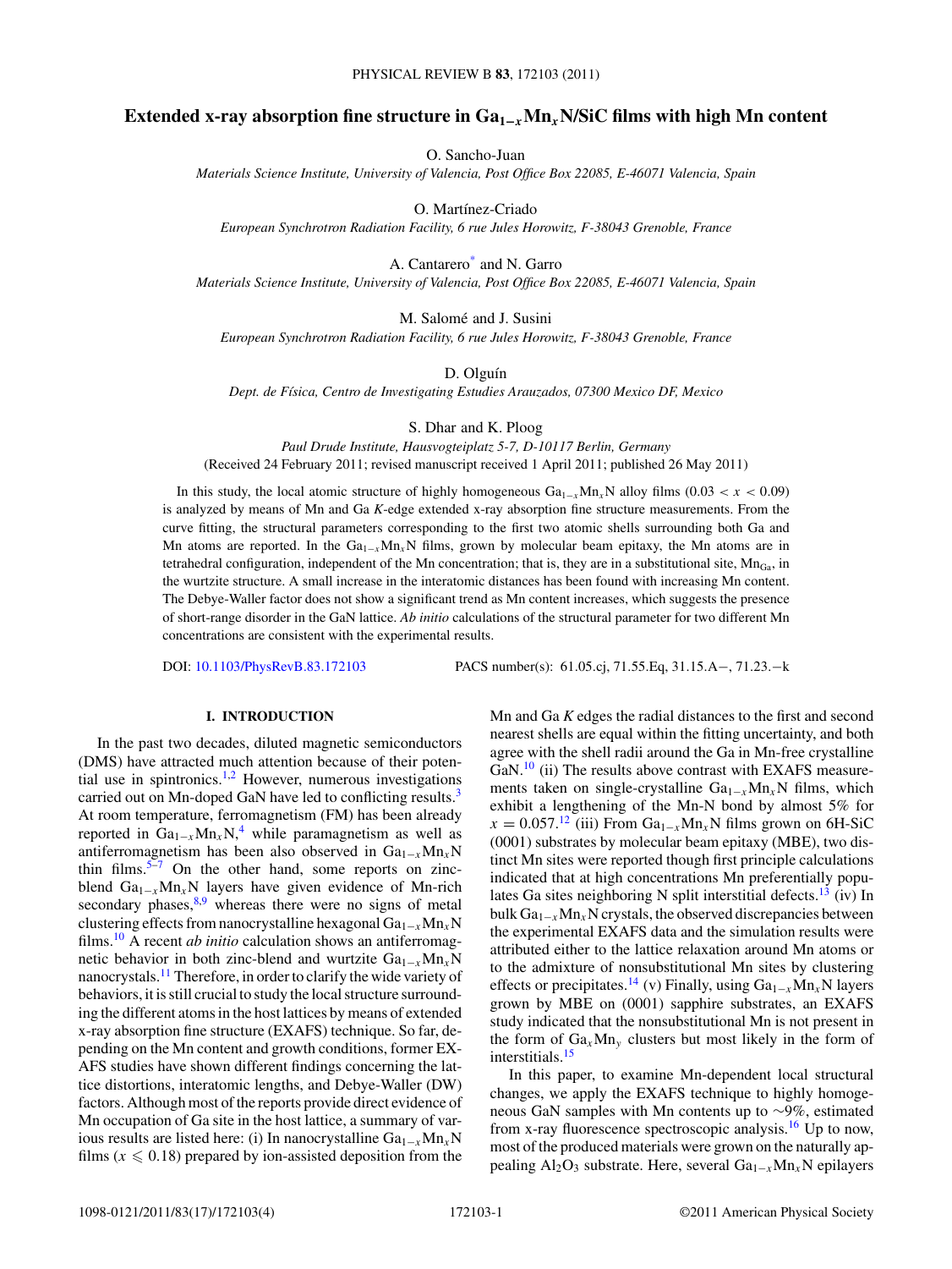# Extended x-ray absorption fine structure in $Ga_{1-x}Mn_xN$/SiC films with high Mn content

O. Sancho-Juan

*Materials Science Institute, University of Valencia, Post Office Box 22085, E-46071 Valencia, Spain*

O. Martínez-Criado

*European Synchrotron Radiation Facility, 6 rue Jules Horowitz, F-38043 Grenoble, France*

A. Cantarero[*] and N. Garro

*Materials Science Institute, University of Valencia, Post Office Box 22085, E-46071 Valencia, Spain*

M. Salomé and J. Susini

*European Synchrotron Radiation Facility, 6 rue Jules Horowitz, F-38043 Grenoble, France*

D. Olguín

*Dept. de Física, Centro de Investigating Estudies Arauzados, 07300 Mexico DF, Mexico*

S. Dhar and K. Ploog

*Paul Drude Institute, Hausvogteiplatz 5-7, D-10117 Berlin, Germany*

(Received 24 February 2011; revised manuscript received 1 April 2011; published 26 May 2011)

In this study, the local atomic structure of highly homogeneous $Ga_{1-x}Mn_xN$ alloy films ($0.03 < x < 0.09$) is analyzed by means of Mn and Ga *K*-edge extended x-ray absorption fine structure measurements. From the curve fitting, the structural parameters corresponding to the first two atomic shells surrounding both Ga and Mn atoms are reported. In the $Ga_{1-x}Mn_xN$ films, grown by molecular beam epitaxy, the Mn atoms are in tetrahedral configuration, independent of the Mn concentration; that is, they are in a substitutional site, $Mn_{Ga}$, in the wurtzite structure. A small increase in the interatomic distances has been found with increasing Mn content. The Debye-Waller factor does not show a significant trend as Mn content increases, which suggests the presence of short-range disorder in the GaN lattice. *Ab initio* calculations of the structural parameter for two different Mn concentrations are consistent with the experimental results.

DOI: 10.1103/PhysRevB.83.172103 PACS number(s): 61.05.cj, 71.55.Eq, 31.15.A−, 71.23.−k

## I. INTRODUCTION

In the past two decades, diluted magnetic semiconductors (DMS) have attracted much attention because of their potential use in spintronics.[1,2] However, numerous investigations carried out on Mn-doped GaN have led to conflicting results.[3] At room temperature, ferromagnetism (FM) has been already reported in $Ga_{1-x}Mn_xN$,[4] while paramagnetism as well as antiferromagnetism has been also observed in $Ga_{1-x}Mn_xN$ thin films.[5–7] On the other hand, some reports on zinc-blend $Ga_{1-x}Mn_xN$ layers have given evidence of Mn-rich secondary phases,[8,9] whereas there were no signs of metal clustering effects from nanocrystalline hexagonal $Ga_{1-x}Mn_xN$ films.[10] A recent *ab initio* calculation shows an antiferromagnetic behavior in both zinc-blend and wurtzite $Ga_{1-x}Mn_xN$ nanocrystals.[11] Therefore, in order to clarify the wide variety of behaviors, it is still crucial to study the local structure surrounding the different atoms in the host lattices by means of extended x-ray absorption fine structure (EXAFS) technique. So far, depending on the Mn content and growth conditions, former EXAFS studies have shown different findings concerning the lattice distortions, interatomic lengths, and Debye-Waller (DW) factors. Although most of the reports provide direct evidence of Mn occupation of Ga site in the host lattice, a summary of various results are listed here: (i) In nanocrystalline $Ga_{1-x}Mn_xN$ films ($x \leqslant 0.18$) prepared by ion-assisted deposition from the Mn and Ga *K* edges the radial distances to the first and second nearest shells are equal within the fitting uncertainty, and both agree with the shell radii around the Ga in Mn-free crystalline GaN.[10] (ii) The results above contrast with EXAFS measurements taken on single-crystalline $Ga_{1-x}Mn_xN$ films, which exhibit a lengthening of the Mn-N bond by almost 5% for $x = 0.057$.[12] (iii) From $Ga_{1-x}Mn_xN$ films grown on 6H-SiC (0001) substrates by molecular beam epitaxy (MBE), two distinct Mn sites were reported though first principle calculations indicated that at high concentrations Mn preferentially populates Ga sites neighboring N split interstitial defects.[13] (iv) In bulk $Ga_{1-x}Mn_xN$ crystals, the observed discrepancies between the experimental EXAFS data and the simulation results were attributed either to the lattice relaxation around Mn atoms or to the admixture of nonsubstitutional Mn sites by clustering effects or precipitates.[14] (v) Finally, using $Ga_{1-x}Mn_xN$ layers grown by MBE on (0001) sapphire substrates, an EXAFS study indicated that the nonsubstitutional Mn is not present in the form of $Ga_xMn_y$ clusters but most likely in the form of interstitials.[15]

In this paper, to examine Mn-dependent local structural changes, we apply the EXAFS technique to highly homogeneous GaN samples with Mn contents up to ∼9%, estimated from x-ray fluorescence spectroscopic analysis.[16] Up to now, most of the produced materials were grown on the naturally appealing $Al_2O_3$ substrate. Here, several $Ga_{1-x}Mn_xN$ epilayers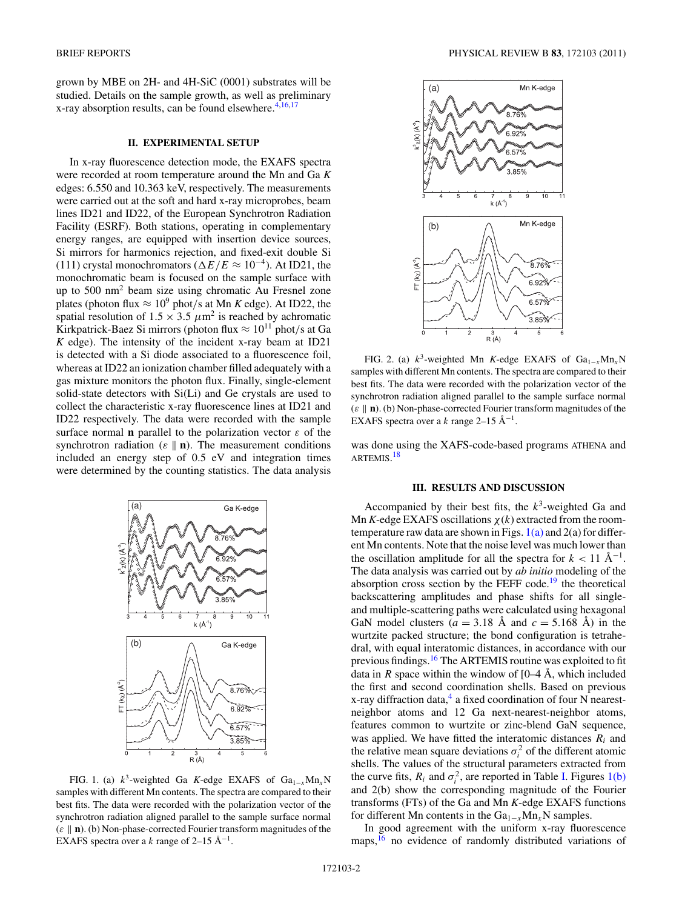grown by MBE on 2H- and 4H-SiC (0001) substrates will be studied. Details on the sample growth, as well as preliminary x-ray absorption results, can be found elsewhere.[4,16,17]

## II. EXPERIMENTAL SETUP

In x-ray fluorescence detection mode, the EXAFS spectra were recorded at room temperature around the Mn and Ga $K$ edges: 6.550 and 10.363 keV, respectively. The measurements were carried out at the soft and hard x-ray microprobes, beam lines ID21 and ID22, of the European Synchrotron Radiation Facility (ESRF). Both stations, operating in complementary energy ranges, are equipped with insertion device sources, Si mirrors for harmonics rejection, and fixed-exit double Si (111) crystal monochromators ($\Delta E/E \approx 10^{-4}$). At ID21, the monochromatic beam is focused on the sample surface with up to 500 nm$^2$ beam size using chromatic Au Fresnel zone plates (photon flux $\approx 10^9$ phot/s at Mn $K$ edge). At ID22, the spatial resolution of $1.5 \times 3.5\ \mu\text{m}^2$ is reached by achromatic Kirkpatrick-Baez Si mirrors (photon flux $\approx 10^{11}$ phot/s at Ga $K$ edge). The intensity of the incident x-ray beam at ID21 is detected with a Si diode associated to a fluorescence foil, whereas at ID22 an ionization chamber filled adequately with a gas mixture monitors the photon flux. Finally, single-element solid-state detectors with Si(Li) and Ge crystals are used to collect the characteristic x-ray fluorescence lines at ID21 and ID22 respectively. The data were recorded with the sample surface normal **n** parallel to the polarization vector $\varepsilon$ of the synchrotron radiation ($\varepsilon \parallel \mathbf{n}$). The measurement conditions included an energy step of 0.5 eV and integration times were determined by the counting statistics. The data analysis was done using the XAFS-code-based programs ATHENA and ARTEMIS.[18]

FIG. 1. (a) $k^3$-weighted Ga $K$-edge EXAFS of $Ga_{1-x}Mn_xN$ samples with different Mn contents. The spectra are compared to their best fits. The data were recorded with the polarization vector of the synchrotron radiation aligned parallel to the sample surface normal ($\varepsilon \parallel \mathbf{n}$). (b) Non-phase-corrected Fourier transform magnitudes of the EXAFS spectra over a $k$ range of 2–15 Å$^{-1}$.

FIG. 2. (a) $k^3$-weighted Mn $K$-edge EXAFS of $Ga_{1-x}Mn_xN$ samples with different Mn contents. The spectra are compared to their best fits. The data were recorded with the polarization vector of the synchrotron radiation aligned parallel to the sample surface normal ($\varepsilon \parallel \mathbf{n}$). (b) Non-phase-corrected Fourier transform magnitudes of the EXAFS spectra over a $k$ range 2–15 Å$^{-1}$.

## III. RESULTS AND DISCUSSION

Accompanied by their best fits, the $k^3$-weighted Ga and Mn $K$-edge EXAFS oscillations $\chi(k)$ extracted from the room-temperature raw data are shown in Figs. 1(a) and 2(a) for different Mn contents. Note that the noise level was much lower than the oscillation amplitude for all the spectra for $k < 11$ Å$^{-1}$. The data analysis was carried out by *ab initio* modeling of the absorption cross section by the FEFF code.[19] the theoretical backscattering amplitudes and phase shifts for all single- and multiple-scattering paths were calculated using hexagonal GaN model clusters ($a = 3.18$ Å and $c = 5.168$ Å) in the wurtzite packed structure; the bond configuration is tetrahedral, with equal interatomic distances, in accordance with our previous findings.[16] The ARTEMIS routine was exploited to fit data in $R$ space within the window of [0–4 Å, which included the first and second coordination shells. Based on previous x-ray diffraction data,[4] a fixed coordination of four N nearest-neighbor atoms and 12 Ga next-nearest-neighbor atoms, features common to wurtzite or zinc-blend GaN sequence, was applied. We have fitted the interatomic distances $R_i$ and the relative mean square deviations $\sigma_i^2$ of the different atomic shells. The values of the structural parameters extracted from the curve fits, $R_i$ and $\sigma_i^2$, are reported in Table I. Figures 1(b) and 2(b) show the corresponding magnitude of the Fourier transforms (FTs) of the Ga and Mn $K$-edge EXAFS functions for different Mn contents in the $Ga_{1-x}Mn_xN$ samples.

In good agreement with the uniform x-ray fluorescence maps,[16] no evidence of randomly distributed variations of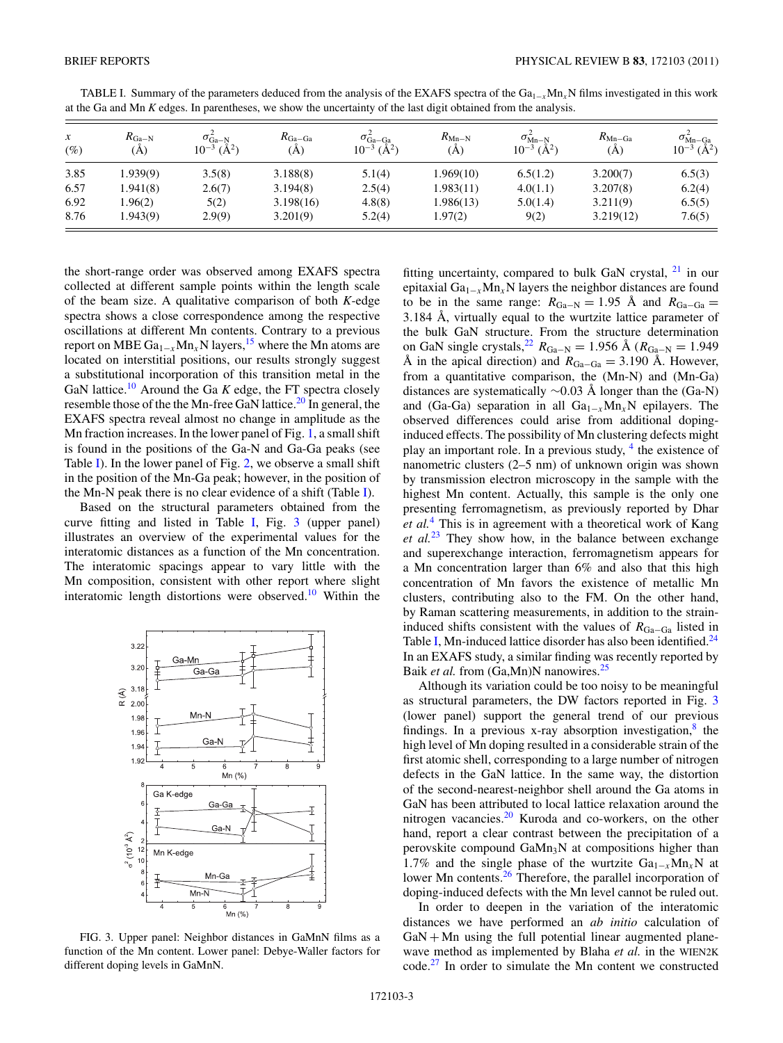TABLE I. Summary of the parameters deduced from the analysis of the EXAFS spectra of the $Ga_{1-x}Mn_xN$ films investigated in this work at the Ga and Mn *K* edges. In parentheses, we show the uncertainty of the last digit obtained from the analysis.

| $x$ (%) | $R_{Ga-N}$ (Å) | $\sigma^2_{Ga-N}$ $10^{-3}$ (Å$^2$) | $R_{Ga-Ga}$ (Å) | $\sigma^2_{Ga-Ga}$ $10^{-3}$ (Å$^2$) | $R_{Mn-N}$ (Å) | $\sigma^2_{Mn-N}$ $10^{-3}$ (Å$^2$) | $R_{Mn-Ga}$ (Å) | $\sigma^2_{Mn-Ga}$ $10^{-3}$ (Å$^2$) |
|---|---|---|---|---|---|---|---|---|
| 3.85 | 1.939(9) | 3.5(8) | 3.188(8) | 5.1(4) | 1.969(10) | 6.5(1.2) | 3.200(7) | 6.5(3) |
| 6.57 | 1.941(8) | 2.6(7) | 3.194(8) | 2.5(4) | 1.983(11) | 4.0(1.1) | 3.207(8) | 6.2(4) |
| 6.92 | 1.96(2) | 5(2) | 3.198(16) | 4.8(8) | 1.986(13) | 5.0(1.4) | 3.211(9) | 6.5(5) |
| 8.76 | 1.943(9) | 2.9(9) | 3.201(9) | 5.2(4) | 1.97(2) | 9(2) | 3.219(12) | 7.6(5) |

the short-range order was observed among EXAFS spectra collected at different sample points within the length scale of the beam size. A qualitative comparison of both *K*-edge spectra shows a close correspondence among the respective oscillations at different Mn contents. Contrary to a previous report on MBE $Ga_{1-x}Mn_xN$ layers,[15] where the Mn atoms are located on interstitial positions, our results strongly suggest a substitutional incorporation of this transition metal in the GaN lattice.[10] Around the Ga *K* edge, the FT spectra closely resemble those of the the Mn-free GaN lattice.[20] In general, the EXAFS spectra reveal almost no change in amplitude as the Mn fraction increases. In the lower panel of Fig. 1, a small shift is found in the positions of the Ga-N and Ga-Ga peaks (see Table I). In the lower panel of Fig. 2, we observe a small shift in the position of the Mn-Ga peak; however, in the position of the Mn-N peak there is no clear evidence of a shift (Table I).

Based on the structural parameters obtained from the curve fitting and listed in Table I, Fig. 3 (upper panel) illustrates an overview of the experimental values for the interatomic distances as a function of the Mn concentration. The interatomic spacings appear to vary little with the Mn composition, consistent with other report where slight interatomic length distortions were observed.[10] Within the fitting uncertainty, compared to bulk GaN crystal,[21] in our epitaxial $Ga_{1-x}Mn_xN$ layers the neighbor distances are found to be in the same range: $R_{Ga-N} = 1.95$ Å and $R_{Ga-Ga} = 3.184$ Å, virtually equal to the wurtzite lattice parameter of the bulk GaN structure. From the structure determination on GaN single crystals,[22] $R_{Ga-N} = 1.956$ Å ($R_{Ga-N} = 1.949$ Å in the apical direction) and $R_{Ga-Ga} = 3.190$ Å. However, from a quantitative comparison, the (Mn-N) and (Mn-Ga) distances are systematically $\sim$0.03 Å longer than the (Ga-N) and (Ga-Ga) separation in all $Ga_{1-x}Mn_xN$ epilayers. The observed differences could arise from additional doping-induced effects. The possibility of Mn clustering defects might play an important role. In a previous study,[4] the existence of nanometric clusters (2–5 nm) of unknown origin was shown by transmission electron microscopy in the sample with the highest Mn content. Actually, this sample is the only one presenting ferromagnetism, as previously reported by Dhar *et al.*[4] This is in agreement with a theoretical work of Kang *et al.*[23] They show how, in the balance between exchange and superexchange interaction, ferromagnetism appears for a Mn concentration larger than 6% and also that this high concentration of Mn favors the existence of metallic Mn clusters, contributing also to the FM. On the other hand, by Raman scattering measurements, in addition to the strain-induced shifts consistent with the values of $R_{Ga-Ga}$ listed in Table I, Mn-induced lattice disorder has also been identified.[24] In an EXAFS study, a similar finding was recently reported by Baik *et al.* from (Ga,Mn)N nanowires.[25]

FIG. 3. Upper panel: Neighbor distances in GaMnN films as a function of the Mn content. Lower panel: Debye-Waller factors for different doping levels in GaMnN.

Although its variation could be too noisy to be meaningful as structural parameters, the DW factors reported in Fig. 3 (lower panel) support the general trend of our previous findings. In a previous x-ray absorption investigation,[8] the high level of Mn doping resulted in a considerable strain of the first atomic shell, corresponding to a large number of nitrogen defects in the GaN lattice. In the same way, the distortion of the second-nearest-neighbor shell around the Ga atoms in GaN has been attributed to local lattice relaxation around the nitrogen vacancies.[20] Kuroda and co-workers, on the other hand, report a clear contrast between the precipitation of a perovskite compound $GaMn_3N$ at compositions higher than 1.7% and the single phase of the wurtzite $Ga_{1-x}Mn_xN$ at lower Mn contents.[26] Therefore, the parallel incorporation of doping-induced defects with the Mn level cannot be ruled out.

In order to deepen in the variation of the interatomic distances we have performed an *ab initio* calculation of GaN + Mn using the full potential linear augmented plane-wave method as implemented by Blaha *et al.* in the WIEN2K code.[27] In order to simulate the Mn content we constructed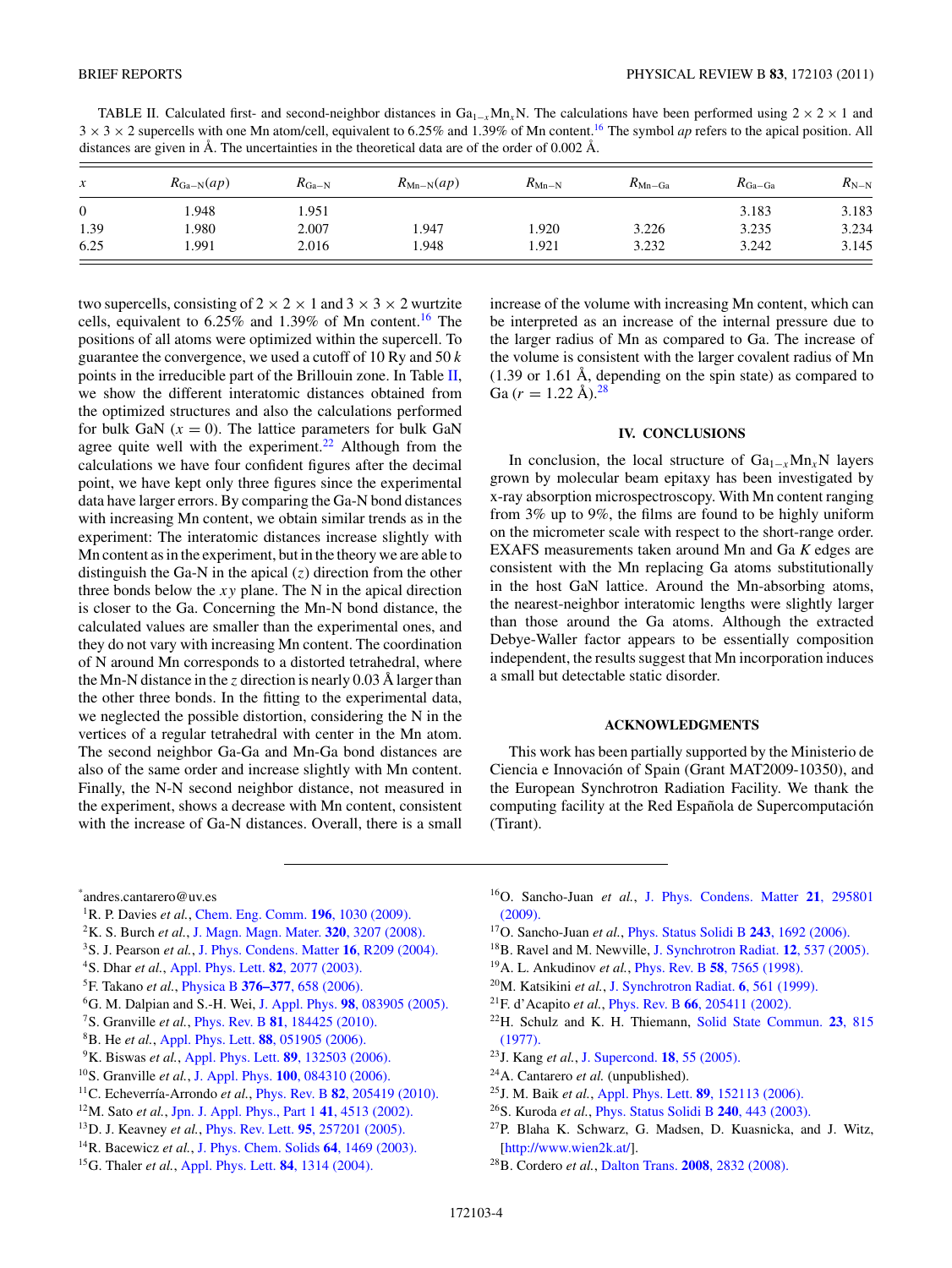TABLE II. Calculated first- and second-neighbor distances in $Ga_{1-x}Mn_xN$. The calculations have been performed using $2 \times 2 \times 1$ and $3 \times 3 \times 2$ supercells with one Mn atom/cell, equivalent to 6.25% and 1.39% of Mn content.[16] The symbol *ap* refers to the apical position. All distances are given in Å. The uncertainties in the theoretical data are of the order of 0.002 Å.

| $x$ | $R_{\text{Ga-N}}(ap)$ | $R_{\text{Ga-N}}$ | $R_{\text{Mn-N}}(ap)$ | $R_{\text{Mn-N}}$ | $R_{\text{Mn-Ga}}$ | $R_{\text{Ga-Ga}}$ | $R_{\text{N-N}}$ |
|---|---|---|---|---|---|---|---|
| 0 | 1.948 | 1.951 | | | | 3.183 | 3.183 |
| 1.39 | 1.980 | 2.007 | 1.947 | 1.920 | 3.226 | 3.235 | 3.234 |
| 6.25 | 1.991 | 2.016 | 1.948 | 1.921 | 3.232 | 3.242 | 3.145 |

two supercells, consisting of $2 \times 2 \times 1$ and $3 \times 3 \times 2$ wurtzite cells, equivalent to 6.25% and 1.39% of Mn content.[16] The positions of all atoms were optimized within the supercell. To guarantee the convergence, we used a cutoff of 10 Ry and 50 $k$ points in the irreducible part of the Brillouin zone. In Table II, we show the different interatomic distances obtained from the optimized structures and also the calculations performed for bulk GaN ($x = 0$). The lattice parameters for bulk GaN agree quite well with the experiment.[22] Although from the calculations we have four confident figures after the decimal point, we have kept only three figures since the experimental data have larger errors. By comparing the Ga-N bond distances with increasing Mn content, we obtain similar trends as in the experiment: The interatomic distances increase slightly with Mn content as in the experiment, but in the theory we are able to distinguish the Ga-N in the apical ($z$) direction from the other three bonds below the $xy$ plane. The N in the apical direction is closer to the Ga. Concerning the Mn-N bond distance, the calculated values are smaller than the experimental ones, and they do not vary with increasing Mn content. The coordination of N around Mn corresponds to a distorted tetrahedral, where the Mn-N distance in the $z$ direction is nearly 0.03 Å larger than the other three bonds. In the fitting to the experimental data, we neglected the possible distortion, considering the N in the vertices of a regular tetrahedral with center in the Mn atom. The second neighbor Ga-Ga and Mn-Ga bond distances are also of the same order and increase slightly with Mn content. Finally, the N-N second neighbor distance, not measured in the experiment, shows a decrease with Mn content, consistent with the increase of Ga-N distances. Overall, there is a small increase of the volume with increasing Mn content, which can be interpreted as an increase of the internal pressure due to the larger radius of Mn as compared to Ga. The increase of the volume is consistent with the larger covalent radius of Mn (1.39 or 1.61 Å, depending on the spin state) as compared to Ga ($r = 1.22$ Å).[28]

## IV. CONCLUSIONS

In conclusion, the local structure of $Ga_{1-x}Mn_xN$ layers grown by molecular beam epitaxy has been investigated by x-ray absorption microspectroscopy. With Mn content ranging from 3% up to 9%, the films are found to be highly uniform on the micrometer scale with respect to the short-range order. EXAFS measurements taken around Mn and Ga $K$ edges are consistent with the Mn replacing Ga atoms substitutionally in the host GaN lattice. Around the Mn-absorbing atoms, the nearest-neighbor interatomic lengths were slightly larger than those around the Ga atoms. Although the extracted Debye-Waller factor appears to be essentially composition independent, the results suggest that Mn incorporation induces a small but detectable static disorder.

## ACKNOWLEDGMENTS

This work has been partially supported by the Ministerio de Ciencia e Innovación of Spain (Grant MAT2009-10350), and the European Synchrotron Radiation Facility. We thank the computing facility at the Red Española de Supercomputación (Tirant).

*andres.cantarero@uv.es

[1] R. P. Davies *et al.*, Chem. Eng. Comm. **196**, 1030 (2009).
[2] K. S. Burch *et al.*, J. Magn. Magn. Mater. **320**, 3207 (2008).
[3] S. J. Pearson *et al.*, J. Phys. Condens. Matter **16**, R209 (2004).
[4] S. Dhar *et al.*, Appl. Phys. Lett. **82**, 2077 (2003).
[5] F. Takano *et al.*, Physica B **376–377**, 658 (2006).
[6] G. M. Dalpian and S.-H. Wei, J. Appl. Phys. **98**, 083905 (2005).
[7] S. Granville *et al.*, Phys. Rev. B **81**, 184425 (2010).
[8] B. He *et al.*, Appl. Phys. Lett. **88**, 051905 (2006).
[9] K. Biswas *et al.*, Appl. Phys. Lett. **89**, 132503 (2006).
[10] S. Granville *et al.*, J. Appl. Phys. **100**, 084310 (2006).
[11] C. Echeverría-Arrondo *et al.*, Phys. Rev. B **82**, 205419 (2010).
[12] M. Sato *et al.*, Jpn. J. Appl. Phys., Part 1 **41**, 4513 (2002).
[13] D. J. Keavney *et al.*, Phys. Rev. Lett. **95**, 257201 (2005).
[14] R. Bacewicz *et al.*, J. Phys. Chem. Solids **64**, 1469 (2003).
[15] G. Thaler *et al.*, Appl. Phys. Lett. **84**, 1314 (2004).
[16] O. Sancho-Juan *et al.*, J. Phys. Condens. Matter **21**, 295801 (2009).
[17] O. Sancho-Juan *et al.*, Phys. Status Solidi B **243**, 1692 (2006).
[18] B. Ravel and M. Newville, J. Synchrotron Radiat. **12**, 537 (2005).
[19] A. L. Ankudinov *et al.*, Phys. Rev. B **58**, 7565 (1998).
[20] M. Katsikini *et al.*, J. Synchrotron Radiat. **6**, 561 (1999).
[21] F. d'Acapito *et al.*, Phys. Rev. B **66**, 205411 (2002).
[22] H. Schulz and K. H. Thiemann, Solid State Commun. **23**, 815 (1977).
[23] J. Kang *et al.*, J. Supercond. **18**, 55 (2005).
[24] A. Cantarero *et al.* (unpublished).
[25] J. M. Baik *et al.*, Appl. Phys. Lett. **89**, 152113 (2006).
[26] S. Kuroda *et al.*, Phys. Status Solidi B **240**, 443 (2003).
[27] P. Blaha K. Schwarz, G. Madsen, D. Kuasnicka, and J. Witz, [http://www.wien2k.at/].
[28] B. Cordero *et al.*, Dalton Trans. **2008**, 2832 (2008).